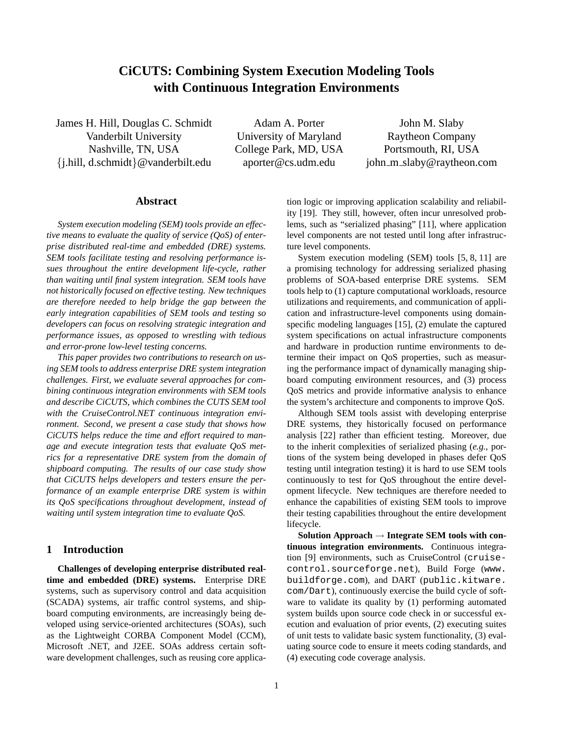# CiCUTS: Combining System Execution Modeling Tools with Continuous Integration Environments

James H. Hill, Douglas C. Schmidt
Vanderbilt University
Nashville, TN, USA
{j.hill, d.schmidt}@vanderbilt.edu

Adam A. Porter
University of Maryland
College Park, MD, USA
aporter@cs.udm.edu

John M. Slaby
Raytheon Company
Portsmouth, RI, USA
john_m_slaby@raytheon.com

## Abstract

*System execution modeling (SEM) tools provide an effective means to evaluate the quality of service (QoS) of enterprise distributed real-time and embedded (DRE) systems. SEM tools facilitate testing and resolving performance issues throughout the entire development life-cycle, rather than waiting until final system integration. SEM tools have not historically focused on effective testing. New techniques are therefore needed to help bridge the gap between the early integration capabilities of SEM tools and testing so developers can focus on resolving strategic integration and performance issues, as opposed to wrestling with tedious and error-prone low-level testing concerns.*

*This paper provides two contributions to research on using SEM tools to address enterprise DRE system integration challenges. First, we evaluate several approaches for combining continuous integration environments with SEM tools and describe CiCUTS, which combines the CUTS SEM tool with the CruiseControl.NET continuous integration environment. Second, we present a case study that shows how CiCUTS helps reduce the time and effort required to manage and execute integration tests that evaluate QoS metrics for a representative DRE system from the domain of shipboard computing. The results of our case study show that CiCUTS helps developers and testers ensure the performance of an example enterprise DRE system is within its QoS specifications throughout development, instead of waiting until system integration time to evaluate QoS.*

## 1 Introduction

**Challenges of developing enterprise distributed real-time and embedded (DRE) systems.** Enterprise DRE systems, such as supervisory control and data acquisition (SCADA) systems, air traffic control systems, and shipboard computing environments, are increasingly being developed using service-oriented architectures (SOAs), such as the Lightweight CORBA Component Model (CCM), Microsoft .NET, and J2EE. SOAs address certain software development challenges, such as reusing core application logic or improving application scalability and reliability [19]. They still, however, often incur unresolved problems, such as "serialized phasing" [11], where application level components are not tested until long after infrastructure level components.

System execution modeling (SEM) tools [5, 8, 11] are a promising technology for addressing serialized phasing problems of SOA-based enterprise DRE systems. SEM tools help to (1) capture computational workloads, resource utilizations and requirements, and communication of application and infrastructure-level components using domain-specific modeling languages [15], (2) emulate the captured system specifications on actual infrastructure components and hardware in production runtime environments to determine their impact on QoS properties, such as measuring the performance impact of dynamically managing shipboard computing environment resources, and (3) process QoS metrics and provide informative analysis to enhance the system's architecture and components to improve QoS.

Although SEM tools assist with developing enterprise DRE systems, they historically focused on performance analysis [22] rather than efficient testing. Moreover, due to the inherit complexities of serialized phasing (*e.g.*, portions of the system being developed in phases defer QoS testing until integration testing) it is hard to use SEM tools continuously to test for QoS throughout the entire development lifecycle. New techniques are therefore needed to enhance the capabilities of existing SEM tools to improve their testing capabilities throughout the entire development lifecycle.

**Solution Approach → Integrate SEM tools with continuous integration environments.** Continuous integration [9] environments, such as CruiseControl (`cruisecontrol.sourceforge.net`), Build Forge (`www.buildforge.com`), and DART (`public.kitware.com/Dart`), continuously exercise the build cycle of software to validate its quality by (1) performing automated system builds upon source code check in or successful execution and evaluation of prior events, (2) executing suites of unit tests to validate basic system functionality, (3) evaluating source code to ensure it meets coding standards, and (4) executing code coverage analysis.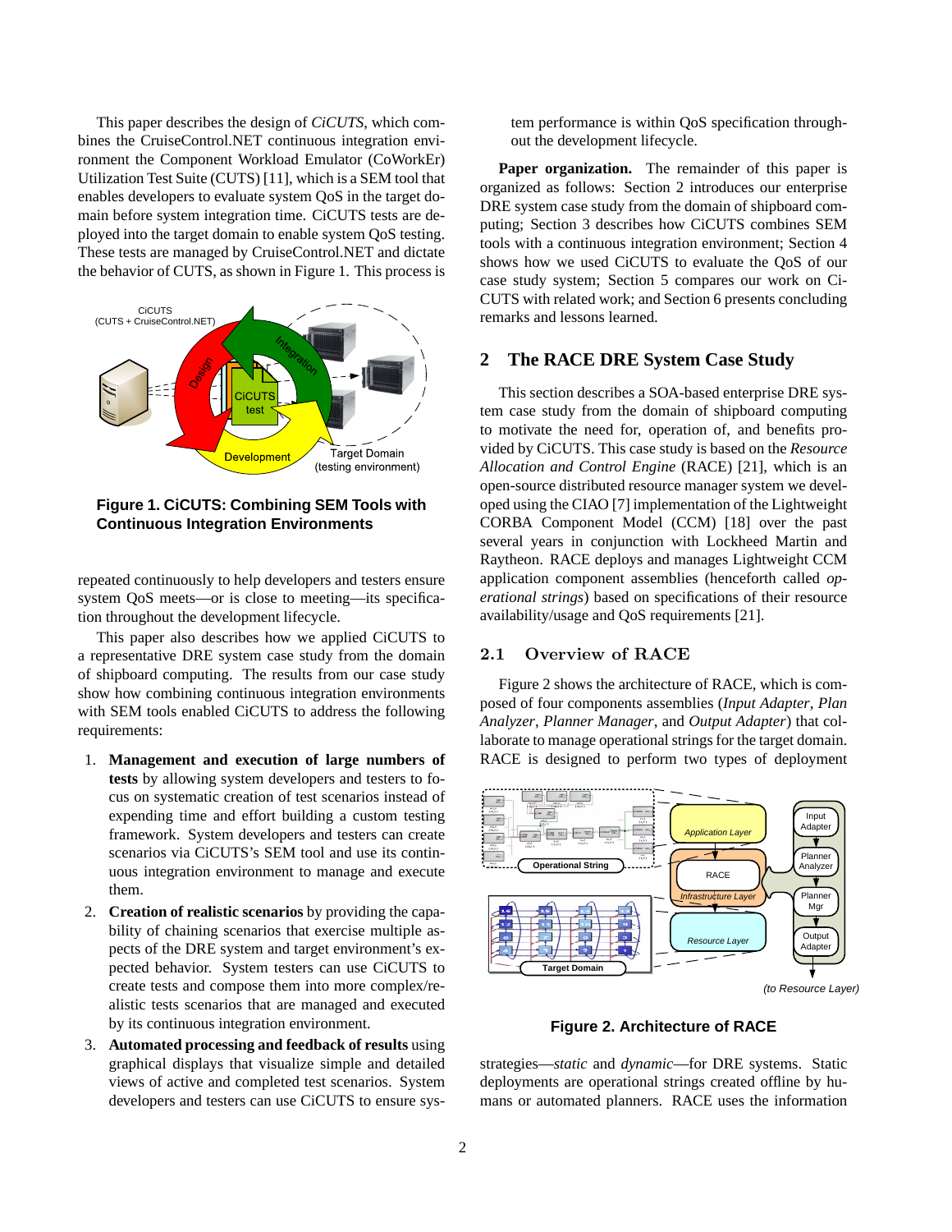This paper describes the design of *CiCUTS*, which combines the CruiseControl.NET continuous integration environment the Component Workload Emulator (CoWorkEr) Utilization Test Suite (CUTS) [11], which is a SEM tool that enables developers to evaluate system QoS in the target domain before system integration time. CiCUTS tests are deployed into the target domain to enable system QoS testing. These tests are managed by CruiseControl.NET and dictate the behavior of CUTS, as shown in Figure 1. This process is repeated continuously to help developers and testers ensure system QoS meets—or is close to meeting—its specification throughout the development lifecycle.

**Figure 1. CiCUTS: Combining SEM Tools with Continuous Integration Environments**

This paper also describes how we applied CiCUTS to a representative DRE system case study from the domain of shipboard computing. The results from our case study show how combining continuous integration environments with SEM tools enabled CiCUTS to address the following requirements:

1. **Management and execution of large numbers of tests** by allowing system developers and testers to focus on systematic creation of test scenarios instead of expending time and effort building a custom testing framework. System developers and testers can create scenarios via CiCUTS's SEM tool and use its continuous integration environment to manage and execute them.
2. **Creation of realistic scenarios** by providing the capability of chaining scenarios that exercise multiple aspects of the DRE system and target environment's expected behavior. System testers can use CiCUTS to create tests and compose them into more complex/realistic tests scenarios that are managed and executed by its continuous integration environment.
3. **Automated processing and feedback of results** using graphical displays that visualize simple and detailed views of active and completed test scenarios. System developers and testers can use CiCUTS to ensure system performance is within QoS specification throughout the development lifecycle.

**Paper organization.** The remainder of this paper is organized as follows: Section 2 introduces our enterprise DRE system case study from the domain of shipboard computing; Section 3 describes how CiCUTS combines SEM tools with a continuous integration environment; Section 4 shows how we used CiCUTS to evaluate the QoS of our case study system; Section 5 compares our work on CiCUTS with related work; and Section 6 presents concluding remarks and lessons learned.

## 2 The RACE DRE System Case Study

This section describes a SOA-based enterprise DRE system case study from the domain of shipboard computing to motivate the need for, operation of, and benefits provided by CiCUTS. This case study is based on the *Resource Allocation and Control Engine* (RACE) [21], which is an open-source distributed resource manager system we developed using the CIAO [7] implementation of the Lightweight CORBA Component Model (CCM) [18] over the past several years in conjunction with Lockheed Martin and Raytheon. RACE deploys and manages Lightweight CCM application component assemblies (henceforth called *operational strings*) based on specifications of their resource availability/usage and QoS requirements [21].

### 2.1 Overview of RACE

Figure 2 shows the architecture of RACE, which is composed of four components assemblies (*Input Adapter*, *Plan Analyzer*, *Planner Manager*, and *Output Adapter*) that collaborate to manage operational strings for the target domain. RACE is designed to perform two types of deployment strategies—*static* and *dynamic*—for DRE systems. Static deployments are operational strings created offline by humans or automated planners. RACE uses the information

**Figure 2. Architecture of RACE**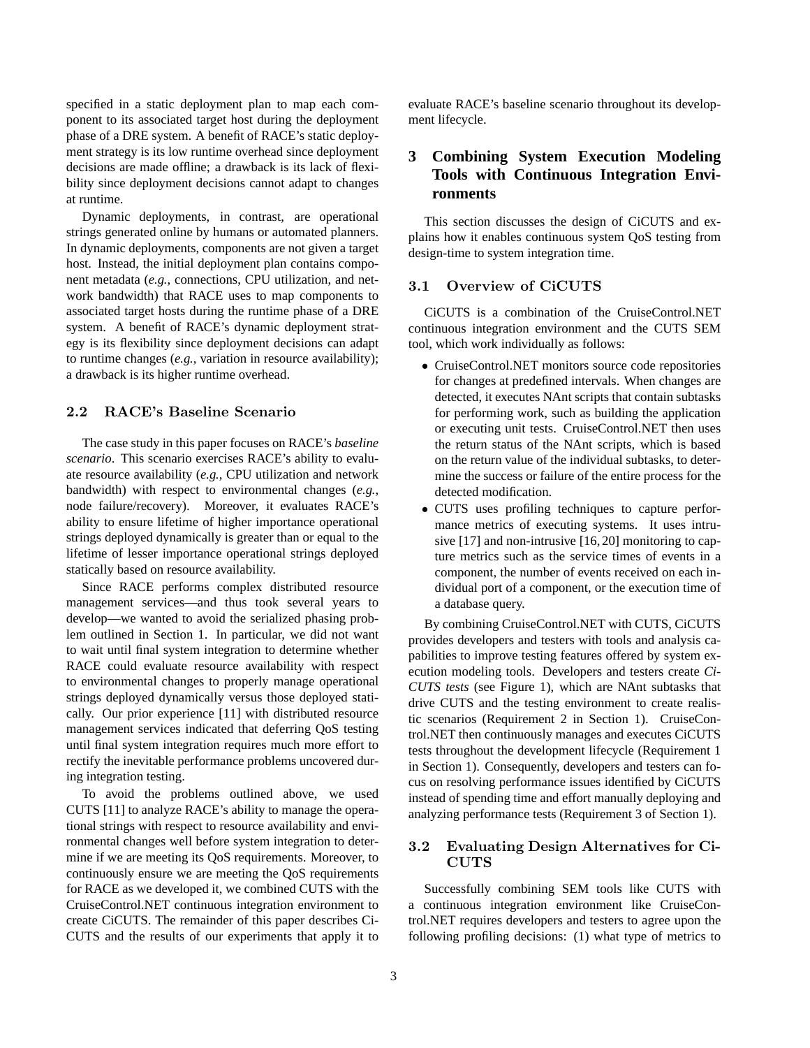specified in a static deployment plan to map each component to its associated target host during the deployment phase of a DRE system. A benefit of RACE's static deployment strategy is its low runtime overhead since deployment decisions are made offline; a drawback is its lack of flexibility since deployment decisions cannot adapt to changes at runtime.

Dynamic deployments, in contrast, are operational strings generated online by humans or automated planners. In dynamic deployments, components are not given a target host. Instead, the initial deployment plan contains component metadata (*e.g.*, connections, CPU utilization, and network bandwidth) that RACE uses to map components to associated target hosts during the runtime phase of a DRE system. A benefit of RACE's dynamic deployment strategy is its flexibility since deployment decisions can adapt to runtime changes (*e.g.*, variation in resource availability); a drawback is its higher runtime overhead.

### 2.2 RACE's Baseline Scenario

The case study in this paper focuses on RACE's *baseline scenario*. This scenario exercises RACE's ability to evaluate resource availability (*e.g.,* CPU utilization and network bandwidth) with respect to environmental changes (*e.g.*, node failure/recovery). Moreover, it evaluates RACE's ability to ensure lifetime of higher importance operational strings deployed dynamically is greater than or equal to the lifetime of lesser importance operational strings deployed statically based on resource availability.

Since RACE performs complex distributed resource management services—and thus took several years to develop—we wanted to avoid the serialized phasing problem outlined in Section 1. In particular, we did not want to wait until final system integration to determine whether RACE could evaluate resource availability with respect to environmental changes to properly manage operational strings deployed dynamically versus those deployed statically. Our prior experience [11] with distributed resource management services indicated that deferring QoS testing until final system integration requires much more effort to rectify the inevitable performance problems uncovered during integration testing.

To avoid the problems outlined above, we used CUTS [11] to analyze RACE's ability to manage the operational strings with respect to resource availability and environmental changes well before system integration to determine if we are meeting its QoS requirements. Moreover, to continuously ensure we are meeting the QoS requirements for RACE as we developed it, we combined CUTS with the CruiseControl.NET continuous integration environment to create CiCUTS. The remainder of this paper describes CiCUTS and the results of our experiments that apply it to evaluate RACE's baseline scenario throughout its development lifecycle.

## 3 Combining System Execution Modeling Tools with Continuous Integration Environments

This section discusses the design of CiCUTS and explains how it enables continuous system QoS testing from design-time to system integration time.

### 3.1 Overview of CiCUTS

CiCUTS is a combination of the CruiseControl.NET continuous integration environment and the CUTS SEM tool, which work individually as follows:

- CruiseControl.NET monitors source code repositories for changes at predefined intervals. When changes are detected, it executes NAnt scripts that contain subtasks for performing work, such as building the application or executing unit tests. CruiseControl.NET then uses the return status of the NAnt scripts, which is based on the return value of the individual subtasks, to determine the success or failure of the entire process for the detected modification.
- CUTS uses profiling techniques to capture performance metrics of executing systems. It uses intrusive [17] and non-intrusive [16, 20] monitoring to capture metrics such as the service times of events in a component, the number of events received on each individual port of a component, or the execution time of a database query.

By combining CruiseControl.NET with CUTS, CiCUTS provides developers and testers with tools and analysis capabilities to improve testing features offered by system execution modeling tools. Developers and testers create *CiCUTS tests* (see Figure 1), which are NAnt subtasks that drive CUTS and the testing environment to create realistic scenarios (Requirement 2 in Section 1). CruiseControl.NET then continuously manages and executes CiCUTS tests throughout the development lifecycle (Requirement 1 in Section 1). Consequently, developers and testers can focus on resolving performance issues identified by CiCUTS instead of spending time and effort manually deploying and analyzing performance tests (Requirement 3 of Section 1).

### 3.2 Evaluating Design Alternatives for CiCUTS

Successfully combining SEM tools like CUTS with a continuous integration environment like CruiseControl.NET requires developers and testers to agree upon the following profiling decisions: (1) what type of metrics to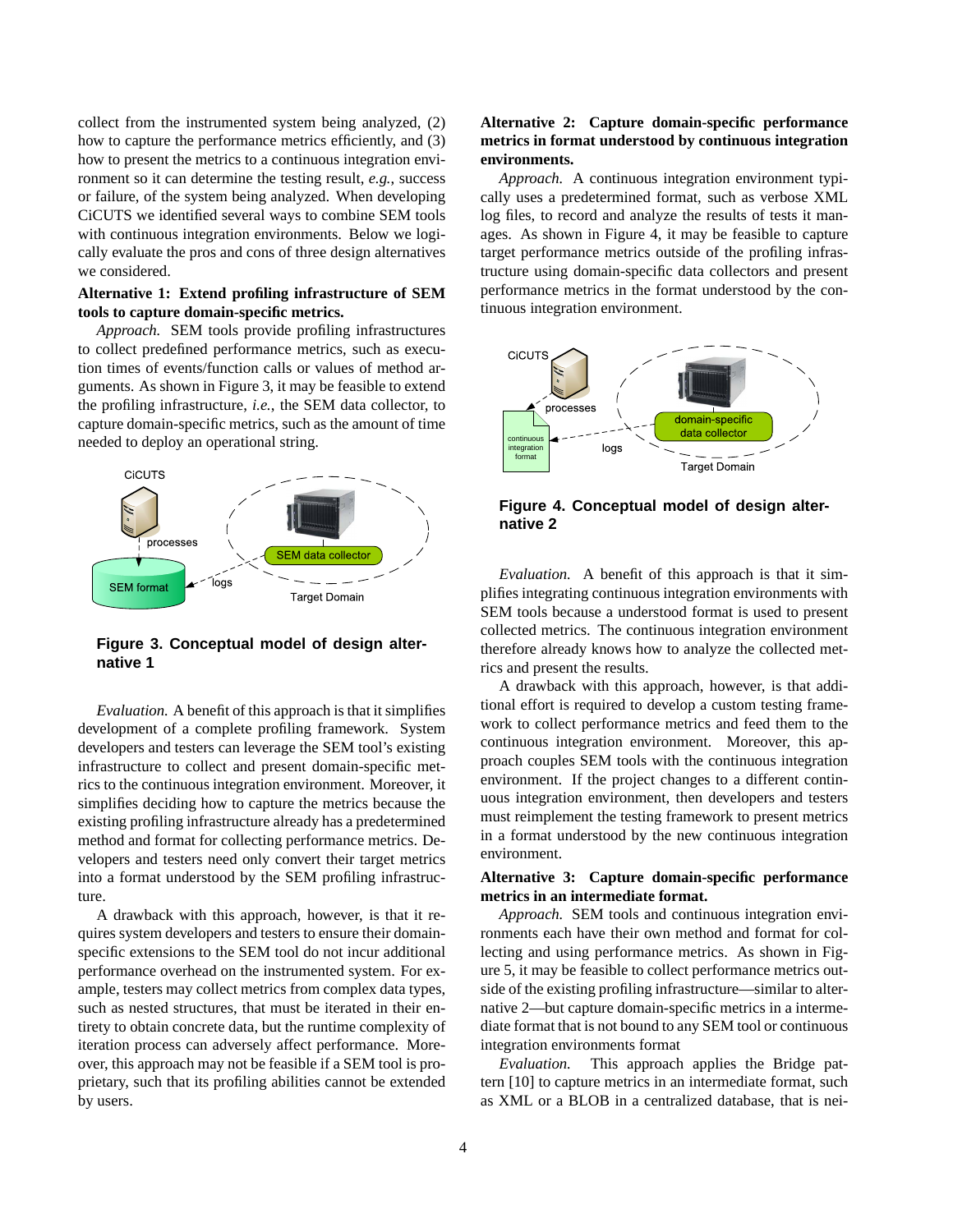collect from the instrumented system being analyzed, (2) how to capture the performance metrics efficiently, and (3) how to present the metrics to a continuous integration environment so it can determine the testing result, *e.g.*, success or failure, of the system being analyzed. When developing CiCUTS we identified several ways to combine SEM tools with continuous integration environments. Below we logically evaluate the pros and cons of three design alternatives we considered.

**Alternative 1: Extend profiling infrastructure of SEM tools to capture domain-specific metrics.**

*Approach.* SEM tools provide profiling infrastructures to collect predefined performance metrics, such as execution times of events/function calls or values of method arguments. As shown in Figure 3, it may be feasible to extend the profiling infrastructure, *i.e.*, the SEM data collector, to capture domain-specific metrics, such as the amount of time needed to deploy an operational string.

**Figure 3. Conceptual model of design alternative 1**

*Evaluation.* A benefit of this approach is that it simplifies development of a complete profiling framework. System developers and testers can leverage the SEM tool's existing infrastructure to collect and present domain-specific metrics to the continuous integration environment. Moreover, it simplifies deciding how to capture the metrics because the existing profiling infrastructure already has a predetermined method and format for collecting performance metrics. Developers and testers need only convert their target metrics into a format understood by the SEM profiling infrastructure.

A drawback with this approach, however, is that it requires system developers and testers to ensure their domain-specific extensions to the SEM tool do not incur additional performance overhead on the instrumented system. For example, testers may collect metrics from complex data types, such as nested structures, that must be iterated in their entirety to obtain concrete data, but the runtime complexity of iteration process can adversely affect performance. Moreover, this approach may not be feasible if a SEM tool is proprietary, such that its profiling abilities cannot be extended by users.

**Alternative 2: Capture domain-specific performance metrics in format understood by continuous integration environments.**

*Approach.* A continuous integration environment typically uses a predetermined format, such as verbose XML log files, to record and analyze the results of tests it manages. As shown in Figure 4, it may be feasible to capture target performance metrics outside of the profiling infrastructure using domain-specific data collectors and present performance metrics in the format understood by the continuous integration environment.

**Figure 4. Conceptual model of design alternative 2**

*Evaluation.* A benefit of this approach is that it simplifies integrating continuous integration environments with SEM tools because a understood format is used to present collected metrics. The continuous integration environment therefore already knows how to analyze the collected metrics and present the results.

A drawback with this approach, however, is that additional effort is required to develop a custom testing framework to collect performance metrics and feed them to the continuous integration environment. Moreover, this approach couples SEM tools with the continuous integration environment. If the project changes to a different continuous integration environment, then developers and testers must reimplement the testing framework to present metrics in a format understood by the new continuous integration environment.

**Alternative 3: Capture domain-specific performance metrics in an intermediate format.**

*Approach.* SEM tools and continuous integration environments each have their own method and format for collecting and using performance metrics. As shown in Figure 5, it may be feasible to collect performance metrics outside of the existing profiling infrastructure—similar to alternative 2—but capture domain-specific metrics in a intermediate format that is not bound to any SEM tool or continuous integration environments format

*Evaluation.* This approach applies the Bridge pattern [10] to capture metrics in an intermediate format, such as XML or a BLOB in a centralized database, that is nei-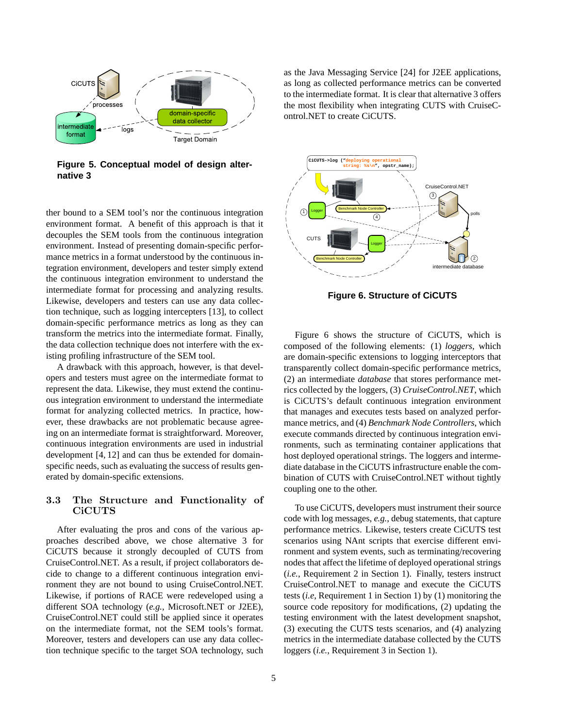Figure 5. Conceptual model of design alternative 3

ther bound to a SEM tool's nor the continuous integration environment format. A benefit of this approach is that it decouples the SEM tools from the continuous integration environment. Instead of presenting domain-specific performance metrics in a format understood by the continuous integration environment, developers and tester simply extend the continuous integration environment to understand the intermediate format for processing and analyzing results. Likewise, developers and testers can use any data collection technique, such as logging intercepters [13], to collect domain-specific performance metrics as long as they can transform the metrics into the intermediate format. Finally, the data collection technique does not interfere with the existing profiling infrastructure of the SEM tool.

A drawback with this approach, however, is that developers and testers must agree on the intermediate format to represent the data. Likewise, they must extend the continuous integration environment to understand the intermediate format for analyzing collected metrics. In practice, however, these drawbacks are not problematic because agreeing on an intermediate format is straightforward. Moreover, continuous integration environments are used in industrial development [4, 12] and can thus be extended for domain-specific needs, such as evaluating the success of results generated by domain-specific extensions.

### 3.3 The Structure and Functionality of CiCUTS

After evaluating the pros and cons of the various approaches described above, we chose alternative 3 for CiCUTS because it strongly decoupled of CUTS from CruiseControl.NET. As a result, if project collaborators decide to change to a different continuous integration environment they are not bound to using CruiseControl.NET. Likewise, if portions of RACE were redeveloped using a different SOA technology (*e.g.*, Microsoft.NET or J2EE), CruiseControl.NET could still be applied since it operates on the intermediate format, not the SEM tool's format. Moreover, testers and developers can use any data collection technique specific to the target SOA technology, such as the Java Messaging Service [24] for J2EE applications, as long as collected performance metrics can be converted to the intermediate format. It is clear that alternative 3 offers the most flexibility when integrating CUTS with CruiseControl.NET to create CiCUTS.

Figure 6. Structure of CiCUTS

Figure 6 shows the structure of CiCUTS, which is composed of the following elements: (1) *loggers*, which are domain-specific extensions to logging interceptors that transparently collect domain-specific performance metrics, (2) an intermediate *database* that stores performance metrics collected by the loggers, (3) *CruiseControl.NET*, which is CiCUTS's default continuous integration environment that manages and executes tests based on domain-specific performance metrics, and (4) *Benchmark Node Controllers*, which execute commands directed by continuous integration environments, such as terminating container applications that host deployed operational strings. The loggers and intermediate database in the CiCUTS infrastructure enable the combination of CUTS with CruiseControl.NET without tightly coupling one to the other.

To use CiCUTS, developers must instrument their source code with log messages, *e.g.*, debug statements, that capture performance metrics. Likewise, testers create CiCUTS test scenarios using NAnt scripts that exercise different environment and system events, such as terminating/recovering nodes that affect the lifetime of deployed operational strings (*i.e.*, Requirement 2 in Section 1). Finally, testers instruct CruiseControl.NET to manage and execute the CiCUTS tests (*i.e*, Requirement 1 in Section 1) by (1) monitoring the source code repository for modifications, (2) updating the testing environment with the latest development snapshot, (3) executing the CUTS tests scenarios, and (4) analyzing metrics in the intermediate database collected by the CUTS loggers (*i.e.*, Requirement 3 in Section 1).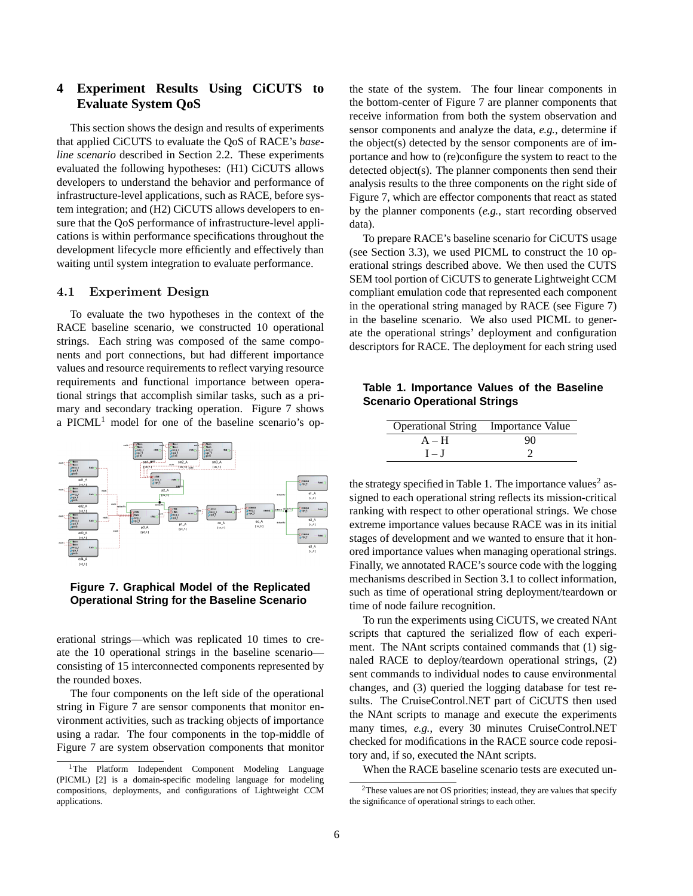## 4 Experiment Results Using CiCUTS to Evaluate System QoS

This section shows the design and results of experiments that applied CiCUTS to evaluate the QoS of RACE's *baseline scenario* described in Section 2.2. These experiments evaluated the following hypotheses: (H1) CiCUTS allows developers to understand the behavior and performance of infrastructure-level applications, such as RACE, before system integration; and (H2) CiCUTS allows developers to ensure that the QoS performance of infrastructure-level applications is within performance specifications throughout the development lifecycle more efficiently and effectively than waiting until system integration to evaluate performance.

### 4.1 Experiment Design

To evaluate the two hypotheses in the context of the RACE baseline scenario, we constructed 10 operational strings. Each string was composed of the same components and port connections, but had different importance values and resource requirements to reflect varying resource requirements and functional importance between operational strings that accomplish similar tasks, such as a primary and secondary tracking operation. Figure 7 shows a PICML[1] model for one of the baseline scenario's operational strings—which was replicated 10 times to create the 10 operational strings in the baseline scenario—consisting of 15 interconnected components represented by the rounded boxes.

**Figure 7. Graphical Model of the Replicated Operational String for the Baseline Scenario**

The four components on the left side of the operational string in Figure 7 are sensor components that monitor environment activities, such as tracking objects of importance using a radar. The four components in the top-middle of Figure 7 are system observation components that monitor the state of the system. The four linear components in the bottom-center of Figure 7 are planner components that receive information from both the system observation and sensor components and analyze the data, *e.g.*, determine if the object(s) detected by the sensor components are of importance and how to (re)configure the system to react to the detected object(s). The planner components then send their analysis results to the three components on the right side of Figure 7, which are effector components that react as stated by the planner components (*e.g.*, start recording observed data).

To prepare RACE's baseline scenario for CiCUTS usage (see Section 3.3), we used PICML to construct the 10 operational strings described above. We then used the CUTS SEM tool portion of CiCUTS to generate Lightweight CCM compliant emulation code that represented each component in the operational string managed by RACE (see Figure 7) in the baseline scenario. We also used PICML to generate the operational strings' deployment and configuration descriptors for RACE. The deployment for each string used the strategy specified in Table 1. The importance values[2] assigned to each operational string reflects its mission-critical ranking with respect to other operational strings. We chose extreme importance values because RACE was in its initial stages of development and we wanted to ensure that it honored importance values when managing operational strings. Finally, we annotated RACE's source code with the logging mechanisms described in Section 3.1 to collect information, such as time of operational string deployment/teardown or time of node failure recognition.

**Table 1. Importance Values of the Baseline Scenario Operational Strings**

| Operational String | Importance Value |
|---|---|
| A – H | 90 |
| I – J | 2 |

To run the experiments using CiCUTS, we created NAnt scripts that captured the serialized flow of each experiment. The NAnt scripts contained commands that (1) signaled RACE to deploy/teardown operational strings, (2) sent commands to individual nodes to cause environmental changes, and (3) queried the logging database for test results. The CruiseControl.NET part of CiCUTS then used the NAnt scripts to manage and execute the experiments many times, *e.g.*, every 30 minutes CruiseControl.NET checked for modifications in the RACE source code repository and, if so, executed the NAnt scripts.

When the RACE baseline scenario tests are executed un-

---

[1] The Platform Independent Component Modeling Language (PICML) [2] is a domain-specific modeling language for modeling compositions, deployments, and configurations of Lightweight CCM applications.

[2] These values are not OS priorities; instead, they are values that specify the significance of operational strings to each other.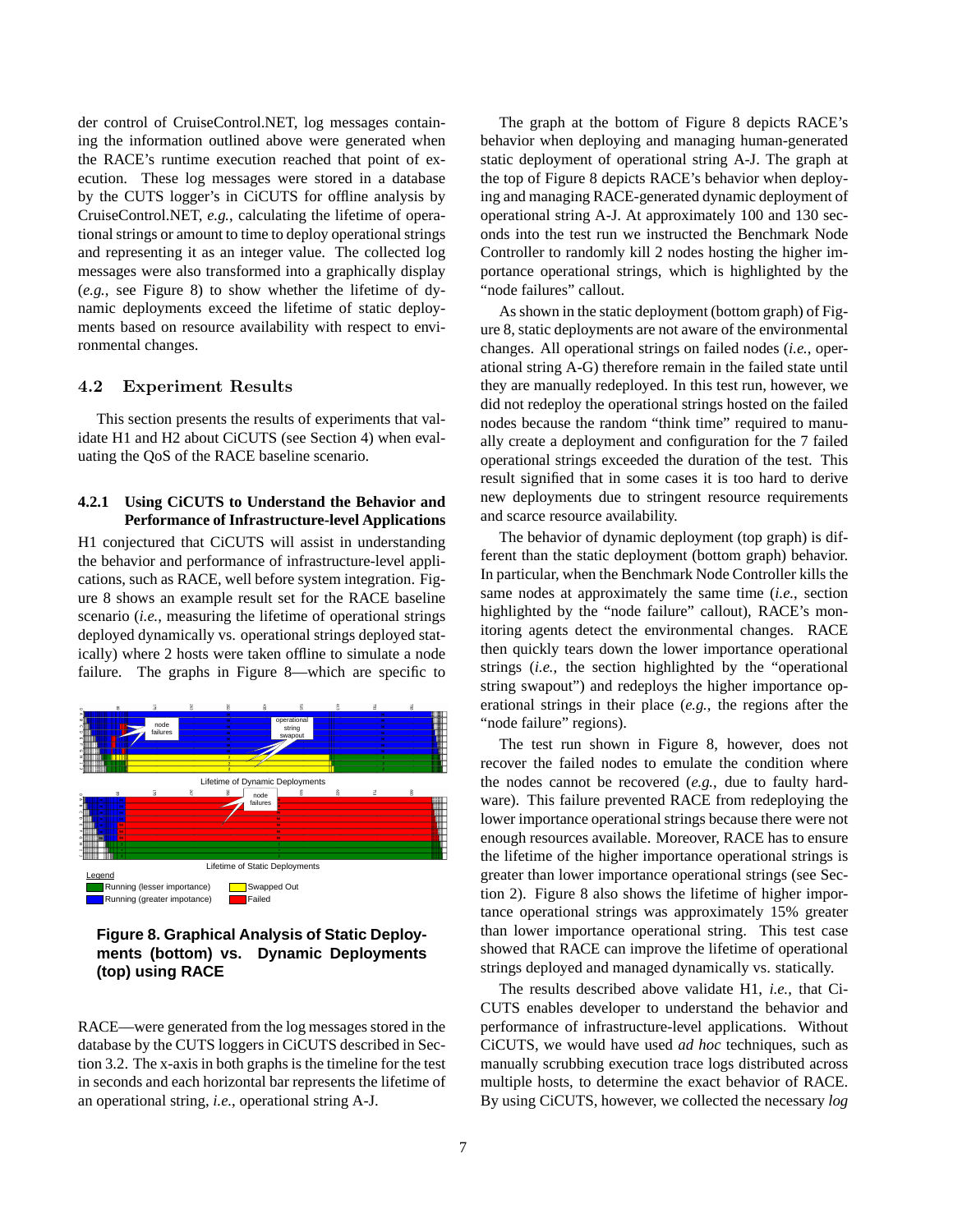der control of CruiseControl.NET, log messages containing the information outlined above were generated when the RACE's runtime execution reached that point of execution. These log messages were stored in a database by the CUTS logger's in CiCUTS for offline analysis by CruiseControl.NET, *e.g.*, calculating the lifetime of operational strings or amount to time to deploy operational strings and representing it as an integer value. The collected log messages were also transformed into a graphically display (*e.g.*, see Figure 8) to show whether the lifetime of dynamic deployments exceed the lifetime of static deployments based on resource availability with respect to environmental changes.

## 4.2 Experiment Results

This section presents the results of experiments that validate H1 and H2 about CiCUTS (see Section 4) when evaluating the QoS of the RACE baseline scenario.

### 4.2.1 Using CiCUTS to Understand the Behavior and Performance of Infrastructure-level Applications

H1 conjectured that CiCUTS will assist in understanding the behavior and performance of infrastructure-level applications, such as RACE, well before system integration. Figure 8 shows an example result set for the RACE baseline scenario (*i.e.*, measuring the lifetime of operational strings deployed dynamically vs. operational strings deployed statically) where 2 hosts were taken offline to simulate a node failure. The graphs in Figure 8—which are specific to RACE—were generated from the log messages stored in the database by the CUTS loggers in CiCUTS described in Section 3.2. The x-axis in both graphs is the timeline for the test in seconds and each horizontal bar represents the lifetime of an operational string, *i.e.*, operational string A-J.

**Figure 8. Graphical Analysis of Static Deployments (bottom) vs. Dynamic Deployments (top) using RACE**

The graph at the bottom of Figure 8 depicts RACE's behavior when deploying and managing human-generated static deployment of operational string A-J. The graph at the top of Figure 8 depicts RACE's behavior when deploying and managing RACE-generated dynamic deployment of operational string A-J. At approximately 100 and 130 seconds into the test run we instructed the Benchmark Node Controller to randomly kill 2 nodes hosting the higher importance operational strings, which is highlighted by the "node failures" callout.

As shown in the static deployment (bottom graph) of Figure 8, static deployments are not aware of the environmental changes. All operational strings on failed nodes (*i.e.*, operational string A-G) therefore remain in the failed state until they are manually redeployed. In this test run, however, we did not redeploy the operational strings hosted on the failed nodes because the random "think time" required to manually create a deployment and configuration for the 7 failed operational strings exceeded the duration of the test. This result signified that in some cases it is too hard to derive new deployments due to stringent resource requirements and scarce resource availability.

The behavior of dynamic deployment (top graph) is different than the static deployment (bottom graph) behavior. In particular, when the Benchmark Node Controller kills the same nodes at approximately the same time (*i.e.*, section highlighted by the "node failure" callout), RACE's monitoring agents detect the environmental changes. RACE then quickly tears down the lower importance operational strings (*i.e.*, the section highlighted by the "operational string swapout") and redeploys the higher importance operational strings in their place (*e.g.*, the regions after the "node failure" regions).

The test run shown in Figure 8, however, does not recover the failed nodes to emulate the condition where the nodes cannot be recovered (*e.g.*, due to faulty hardware). This failure prevented RACE from redeploying the lower importance operational strings because there were not enough resources available. Moreover, RACE has to ensure the lifetime of the higher importance operational strings is greater than lower importance operational strings (see Section 2). Figure 8 also shows the lifetime of higher importance operational strings was approximately 15% greater than lower importance operational string. This test case showed that RACE can improve the lifetime of operational strings deployed and managed dynamically vs. statically.

The results described above validate H1, *i.e.*, that CiCUTS enables developer to understand the behavior and performance of infrastructure-level applications. Without CiCUTS, we would have used *ad hoc* techniques, such as manually scrubbing execution trace logs distributed across multiple hosts, to determine the exact behavior of RACE. By using CiCUTS, however, we collected the necessary *log*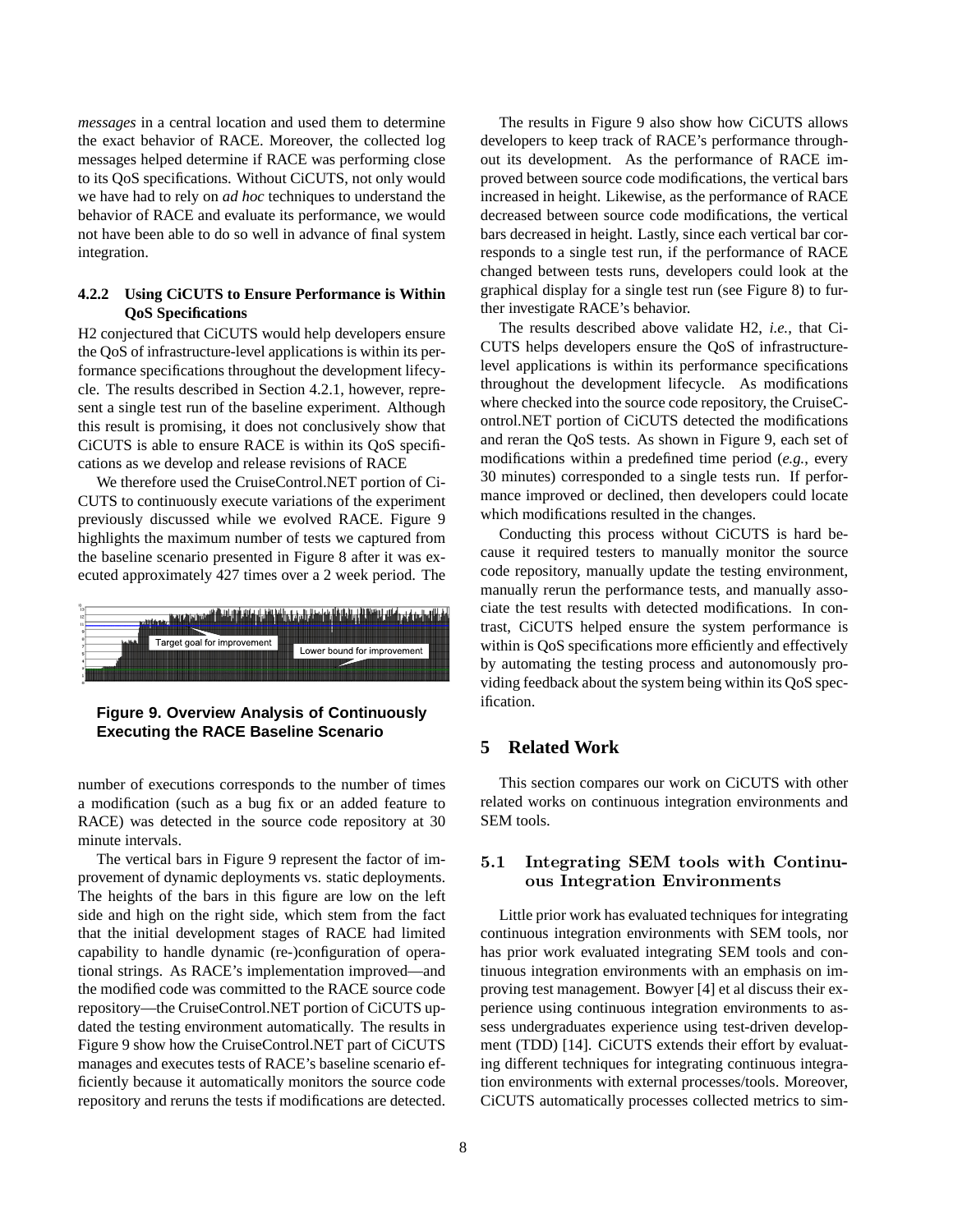*messages* in a central location and used them to determine the exact behavior of RACE. Moreover, the collected log messages helped determine if RACE was performing close to its QoS specifications. Without CiCUTS, not only would we have had to rely on *ad hoc* techniques to understand the behavior of RACE and evaluate its performance, we would not have been able to do so well in advance of final system integration.

#### 4.2.2 Using CiCUTS to Ensure Performance is Within QoS Specifications

H2 conjectured that CiCUTS would help developers ensure the QoS of infrastructure-level applications is within its performance specifications throughout the development lifecycle. The results described in Section 4.2.1, however, represent a single test run of the baseline experiment. Although this result is promising, it does not conclusively show that CiCUTS is able to ensure RACE is within its QoS specifications as we develop and release revisions of RACE

We therefore used the CruiseControl.NET portion of CiCUTS to continuously execute variations of the experiment previously discussed while we evolved RACE. Figure 9 highlights the maximum number of tests we captured from the baseline scenario presented in Figure 8 after it was executed approximately 427 times over a 2 week period. The number of executions corresponds to the number of times a modification (such as a bug fix or an added feature to RACE) was detected in the source code repository at 30 minute intervals.

**Figure 9. Overview Analysis of Continuously Executing the RACE Baseline Scenario**

The vertical bars in Figure 9 represent the factor of improvement of dynamic deployments vs. static deployments. The heights of the bars in this figure are low on the left side and high on the right side, which stem from the fact that the initial development stages of RACE had limited capability to handle dynamic (re-)configuration of operational strings. As RACE's implementation improved—and the modified code was committed to the RACE source code repository—the CruiseControl.NET portion of CiCUTS updated the testing environment automatically. The results in Figure 9 show how the CruiseControl.NET part of CiCUTS manages and executes tests of RACE's baseline scenario efficiently because it automatically monitors the source code repository and reruns the tests if modifications are detected.

The results in Figure 9 also show how CiCUTS allows developers to keep track of RACE's performance throughout its development. As the performance of RACE improved between source code modifications, the vertical bars increased in height. Likewise, as the performance of RACE decreased between source code modifications, the vertical bars decreased in height. Lastly, since each vertical bar corresponds to a single test run, if the performance of RACE changed between tests runs, developers could look at the graphical display for a single test run (see Figure 8) to further investigate RACE's behavior.

The results described above validate H2, *i.e.*, that CiCUTS helps developers ensure the QoS of infrastructure-level applications is within its performance specifications throughout the development lifecycle. As modifications where checked into the source code repository, the CruiseControl.NET portion of CiCUTS detected the modifications and reran the QoS tests. As shown in Figure 9, each set of modifications within a predefined time period (*e.g.*, every 30 minutes) corresponded to a single tests run. If performance improved or declined, then developers could locate which modifications resulted in the changes.

Conducting this process without CiCUTS is hard because it required testers to manually monitor the source code repository, manually update the testing environment, manually rerun the performance tests, and manually associate the test results with detected modifications. In contrast, CiCUTS helped ensure the system performance is within is QoS specifications more efficiently and effectively by automating the testing process and autonomously providing feedback about the system being within its QoS specification.

## 5 Related Work

This section compares our work on CiCUTS with other related works on continuous integration environments and SEM tools.

### 5.1 Integrating SEM tools with Continuous Integration Environments

Little prior work has evaluated techniques for integrating continuous integration environments with SEM tools, nor has prior work evaluated integrating SEM tools and continuous integration environments with an emphasis on improving test management. Bowyer [4] et al discuss their experience using continuous integration environments to assess undergraduates experience using test-driven development (TDD) [14]. CiCUTS extends their effort by evaluating different techniques for integrating continuous integration environments with external processes/tools. Moreover, CiCUTS automatically processes collected metrics to sim-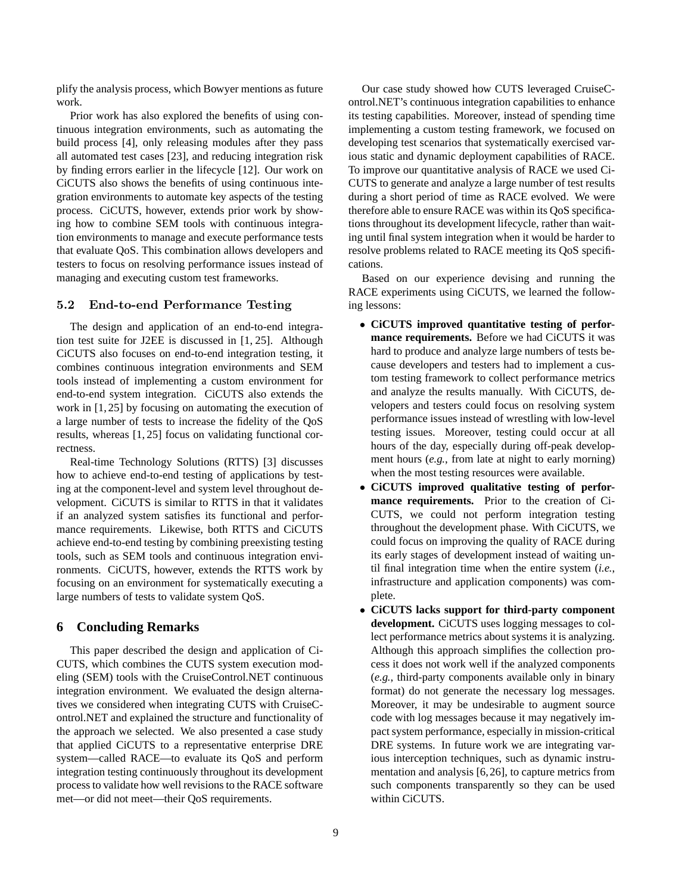plify the analysis process, which Bowyer mentions as future work.

Prior work has also explored the benefits of using continuous integration environments, such as automating the build process [4], only releasing modules after they pass all automated test cases [23], and reducing integration risk by finding errors earlier in the lifecycle [12]. Our work on CiCUTS also shows the benefits of using continuous integration environments to automate key aspects of the testing process. CiCUTS, however, extends prior work by showing how to combine SEM tools with continuous integration environments to manage and execute performance tests that evaluate QoS. This combination allows developers and testers to focus on resolving performance issues instead of managing and executing custom test frameworks.

### 5.2 End-to-end Performance Testing

The design and application of an end-to-end integration test suite for J2EE is discussed in [1, 25]. Although CiCUTS also focuses on end-to-end integration testing, it combines continuous integration environments and SEM tools instead of implementing a custom environment for end-to-end system integration. CiCUTS also extends the work in [1, 25] by focusing on automating the execution of a large number of tests to increase the fidelity of the QoS results, whereas [1, 25] focus on validating functional correctness.

Real-time Technology Solutions (RTTS) [3] discusses how to achieve end-to-end testing of applications by testing at the component-level and system level throughout development. CiCUTS is similar to RTTS in that it validates if an analyzed system satisfies its functional and performance requirements. Likewise, both RTTS and CiCUTS achieve end-to-end testing by combining preexisting testing tools, such as SEM tools and continuous integration environments. CiCUTS, however, extends the RTTS work by focusing on an environment for systematically executing a large numbers of tests to validate system QoS.

## 6 Concluding Remarks

This paper described the design and application of CiCUTS, which combines the CUTS system execution modeling (SEM) tools with the CruiseControl.NET continuous integration environment. We evaluated the design alternatives we considered when integrating CUTS with CruiseControl.NET and explained the structure and functionality of the approach we selected. We also presented a case study that applied CiCUTS to a representative enterprise DRE system—called RACE—to evaluate its QoS and perform integration testing continuously throughout its development process to validate how well revisions to the RACE software met—or did not meet—their QoS requirements.

Our case study showed how CUTS leveraged CruiseControl.NET's continuous integration capabilities to enhance its testing capabilities. Moreover, instead of spending time implementing a custom testing framework, we focused on developing test scenarios that systematically exercised various static and dynamic deployment capabilities of RACE. To improve our quantitative analysis of RACE we used CiCUTS to generate and analyze a large number of test results during a short period of time as RACE evolved. We were therefore able to ensure RACE was within its QoS specifications throughout its development lifecycle, rather than waiting until final system integration when it would be harder to resolve problems related to RACE meeting its QoS specifications.

Based on our experience devising and running the RACE experiments using CiCUTS, we learned the following lessons:

- **CiCUTS improved quantitative testing of performance requirements.** Before we had CiCUTS it was hard to produce and analyze large numbers of tests because developers and testers had to implement a custom testing framework to collect performance metrics and analyze the results manually. With CiCUTS, developers and testers could focus on resolving system performance issues instead of wrestling with low-level testing issues. Moreover, testing could occur at all hours of the day, especially during off-peak development hours (*e.g.*, from late at night to early morning) when the most testing resources were available.
- **CiCUTS improved qualitative testing of performance requirements.** Prior to the creation of CiCUTS, we could not perform integration testing throughout the development phase. With CiCUTS, we could focus on improving the quality of RACE during its early stages of development instead of waiting until final integration time when the entire system (*i.e.*, infrastructure and application components) was complete.
- **CiCUTS lacks support for third-party component development.** CiCUTS uses logging messages to collect performance metrics about systems it is analyzing. Although this approach simplifies the collection process it does not work well if the analyzed components (*e.g.*, third-party components available only in binary format) do not generate the necessary log messages. Moreover, it may be undesirable to augment source code with log messages because it may negatively impact system performance, especially in mission-critical DRE systems. In future work we are integrating various interception techniques, such as dynamic instrumentation and analysis [6, 26], to capture metrics from such components transparently so they can be used within CiCUTS.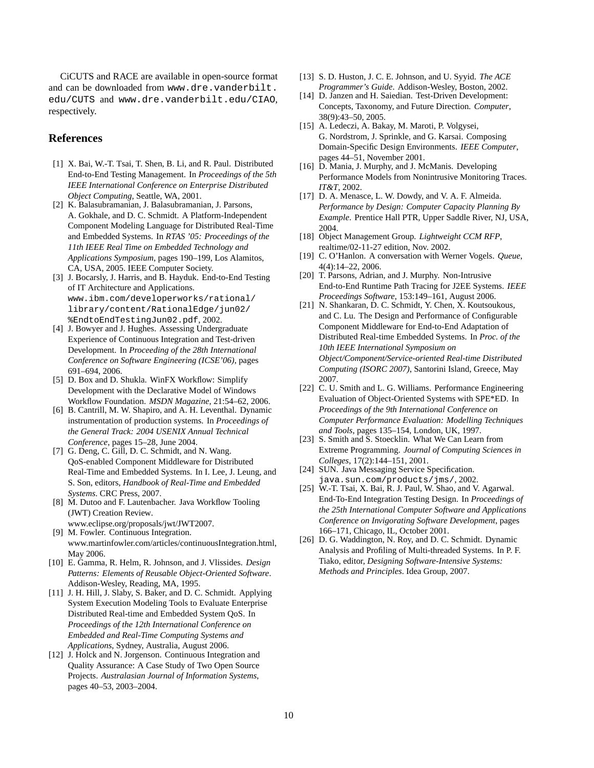CiCUTS and RACE are available in open-source format and can be downloaded from www.dre.vanderbilt.edu/CUTS and www.dre.vanderbilt.edu/CIAO, respectively.

## References

[1] X. Bai, W.-T. Tsai, T. Shen, B. Li, and R. Paul. Distributed End-to-End Testing Management. In *Proceedings of the 5th IEEE International Conference on Enterprise Distributed Object Computing*, Seattle, WA, 2001.

[2] K. Balasubramanian, J. Balasubramanian, J. Parsons, A. Gokhale, and D. C. Schmidt. A Platform-Independent Component Modeling Language for Distributed Real-Time and Embedded Systems. In *RTAS '05: Proceedings of the 11th IEEE Real Time on Embedded Technology and Applications Symposium*, pages 190–199, Los Alamitos, CA, USA, 2005. IEEE Computer Society.

[3] J. Bocarsly, J. Harris, and B. Hayduk. End-to-End Testing of IT Architecture and Applications. www.ibm.com/developerworks/rational/library/content/RationalEdge/jun02/%EndtoEndTestingJun02.pdf, 2002.

[4] J. Bowyer and J. Hughes. Assessing Undergraduate Experience of Continuous Integration and Test-driven Development. In *Proceeding of the 28th International Conference on Software Engineering (ICSE'06)*, pages 691–694, 2006.

[5] D. Box and D. Shukla. WinFX Workflow: Simplify Development with the Declarative Model of Windows Workflow Foundation. *MSDN Magazine*, 21:54–62, 2006.

[6] B. Cantrill, M. W. Shapiro, and A. H. Leventhal. Dynamic instrumentation of production systems. In *Proceedings of the General Track: 2004 USENIX Annual Technical Conference*, pages 15–28, June 2004.

[7] G. Deng, C. Gill, D. C. Schmidt, and N. Wang. QoS-enabled Component Middleware for Distributed Real-Time and Embedded Systems. In I. Lee, J. Leung, and S. Son, editors, *Handbook of Real-Time and Embedded Systems*. CRC Press, 2007.

[8] M. Dutoo and F. Lautenbacher. Java Workflow Tooling (JWT) Creation Review. www.eclipse.org/proposals/jwt/JWT2007.

[9] M. Fowler. Continuous Integration. www.martinfowler.com/articles/continuousIntegration.html, May 2006.

[10] E. Gamma, R. Helm, R. Johnson, and J. Vlissides. *Design Patterns: Elements of Reusable Object-Oriented Software*. Addison-Wesley, Reading, MA, 1995.

[11] J. H. Hill, J. Slaby, S. Baker, and D. C. Schmidt. Applying System Execution Modeling Tools to Evaluate Enterprise Distributed Real-time and Embedded System QoS. In *Proceedings of the 12th International Conference on Embedded and Real-Time Computing Systems and Applications*, Sydney, Australia, August 2006.

[12] J. Holck and N. Jorgenson. Continuous Integration and Quality Assurance: A Case Study of Two Open Source Projects. *Australasian Journal of Information Systems*, pages 40–53, 2003–2004.

[13] S. D. Huston, J. C. E. Johnson, and U. Syyid. *The ACE Programmer's Guide*. Addison-Wesley, Boston, 2002.

[14] D. Janzen and H. Saiedian. Test-Driven Development: Concepts, Taxonomy, and Future Direction. *Computer*, 38(9):43–50, 2005.

[15] A. Ledeczi, A. Bakay, M. Maroti, P. Volgysei, G. Nordstrom, J. Sprinkle, and G. Karsai. Composing Domain-Specific Design Environments. *IEEE Computer*, pages 44–51, November 2001.

[16] D. Mania, J. Murphy, and J. McManis. Developing Performance Models from Nonintrusive Monitoring Traces. *IT&T*, 2002.

[17] D. A. Menasce, L. W. Dowdy, and V. A. F. Almeida. *Performance by Design: Computer Capacity Planning By Example*. Prentice Hall PTR, Upper Saddle River, NJ, USA, 2004.

[18] Object Management Group. *Lightweight CCM RFP*, realtime/02-11-27 edition, Nov. 2002.

[19] C. O'Hanlon. A conversation with Werner Vogels. *Queue*, 4(4):14–22, 2006.

[20] T. Parsons, Adrian, and J. Murphy. Non-Intrusive End-to-End Runtime Path Tracing for J2EE Systems. *IEEE Proceedings Software*, 153:149–161, August 2006.

[21] N. Shankaran, D. C. Schmidt, Y. Chen, X. Koutsoukous, and C. Lu. The Design and Performance of Configurable Component Middleware for End-to-End Adaptation of Distributed Real-time Embedded Systems. In *Proc. of the 10th IEEE International Symposium on Object/Component/Service-oriented Real-time Distributed Computing (ISORC 2007)*, Santorini Island, Greece, May 2007.

[22] C. U. Smith and L. G. Williams. Performance Engineering Evaluation of Object-Oriented Systems with SPE*ED. In *Proceedings of the 9th International Conference on Computer Performance Evaluation: Modelling Techniques and Tools*, pages 135–154, London, UK, 1997.

[23] S. Smith and S. Stoecklin. What We Can Learn from Extreme Programming. *Journal of Computing Sciences in Colleges*, 17(2):144–151, 2001.

[24] SUN. Java Messaging Service Specification. java.sun.com/products/jms/, 2002.

[25] W.-T. Tsai, X. Bai, R. J. Paul, W. Shao, and V. Agarwal. End-To-End Integration Testing Design. In *Proceedings of the 25th International Computer Software and Applications Conference on Invigorating Software Development*, pages 166–171, Chicago, IL, October 2001.

[26] D. G. Waddington, N. Roy, and D. C. Schmidt. Dynamic Analysis and Profiling of Multi-threaded Systems. In P. F. Tiako, editor, *Designing Software-Intensive Systems: Methods and Principles*. Idea Group, 2007.